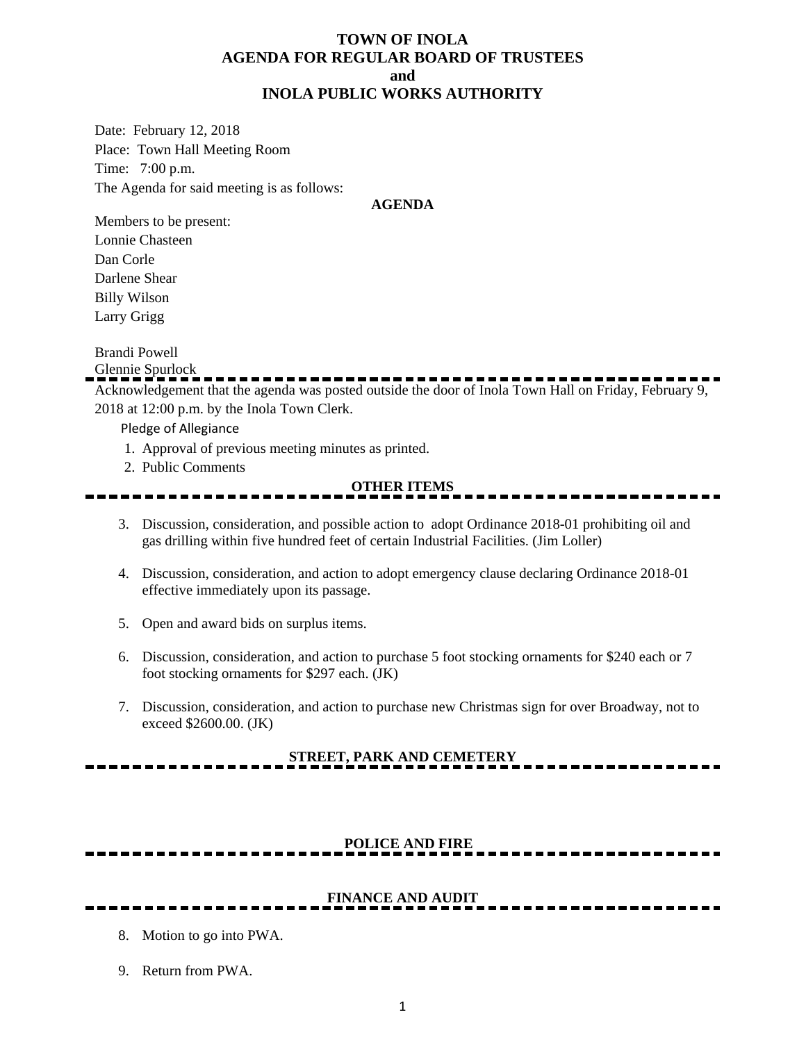# TOWN OF INOLA
# AGENDA FOR REGULAR BOARD OF TRUSTEES
# and
# INOLA PUBLIC WORKS AUTHORITY

Date: February 12, 2018

Place: Town Hall Meeting Room

Time: 7:00 p.m.

The Agenda for said meeting is as follows:

**AGENDA**

Members to be present:

Lonnie Chasteen

Dan Corle

Darlene Shear

Billy Wilson

Larry Grigg

Brandi Powell

Glennie Spurlock

---

Acknowledgement that the agenda was posted outside the door of Inola Town Hall on Friday, February 9, 2018 at 12:00 p.m. by the Inola Town Clerk.

Pledge of Allegiance

1. Approval of previous meeting minutes as printed.
2. Public Comments

## OTHER ITEMS

3. Discussion, consideration, and possible action to adopt Ordinance 2018-01 prohibiting oil and gas drilling within five hundred feet of certain Industrial Facilities. (Jim Loller)

4. Discussion, consideration, and action to adopt emergency clause declaring Ordinance 2018-01 effective immediately upon its passage.

5. Open and award bids on surplus items.

6. Discussion, consideration, and action to purchase 5 foot stocking ornaments for $240 each or 7 foot stocking ornaments for $297 each. (JK)

7. Discussion, consideration, and action to purchase new Christmas sign for over Broadway, not to exceed $2600.00. (JK)

## STREET, PARK AND CEMETERY

## POLICE AND FIRE

## FINANCE AND AUDIT

8. Motion to go into PWA.

9. Return from PWA.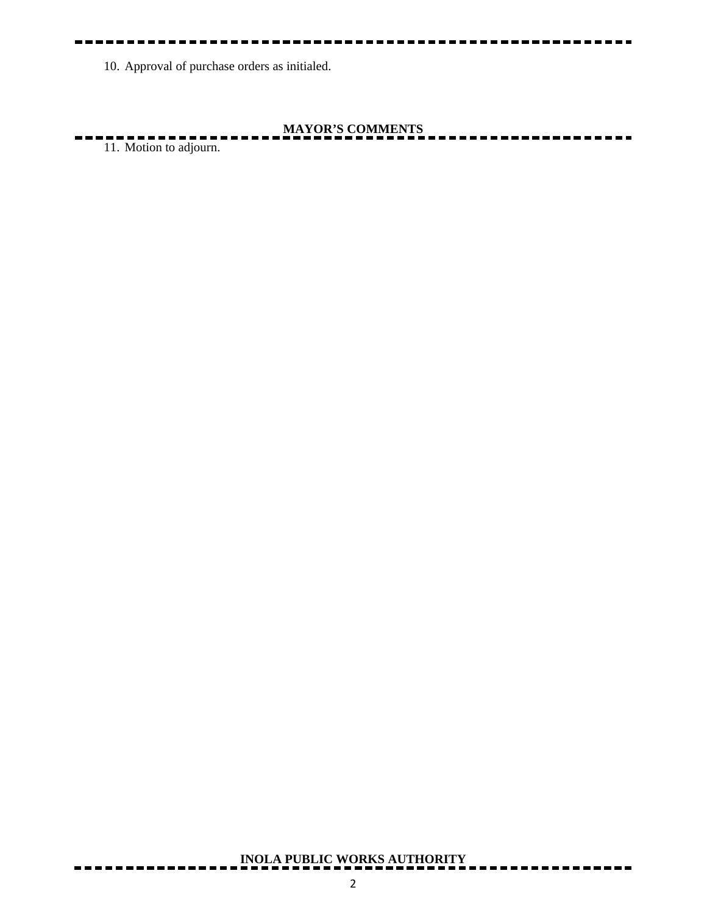10. Approval of purchase orders as initialed.

## MAYOR'S COMMENTS

11. Motion to adjourn.

## INOLA PUBLIC WORKS AUTHORITY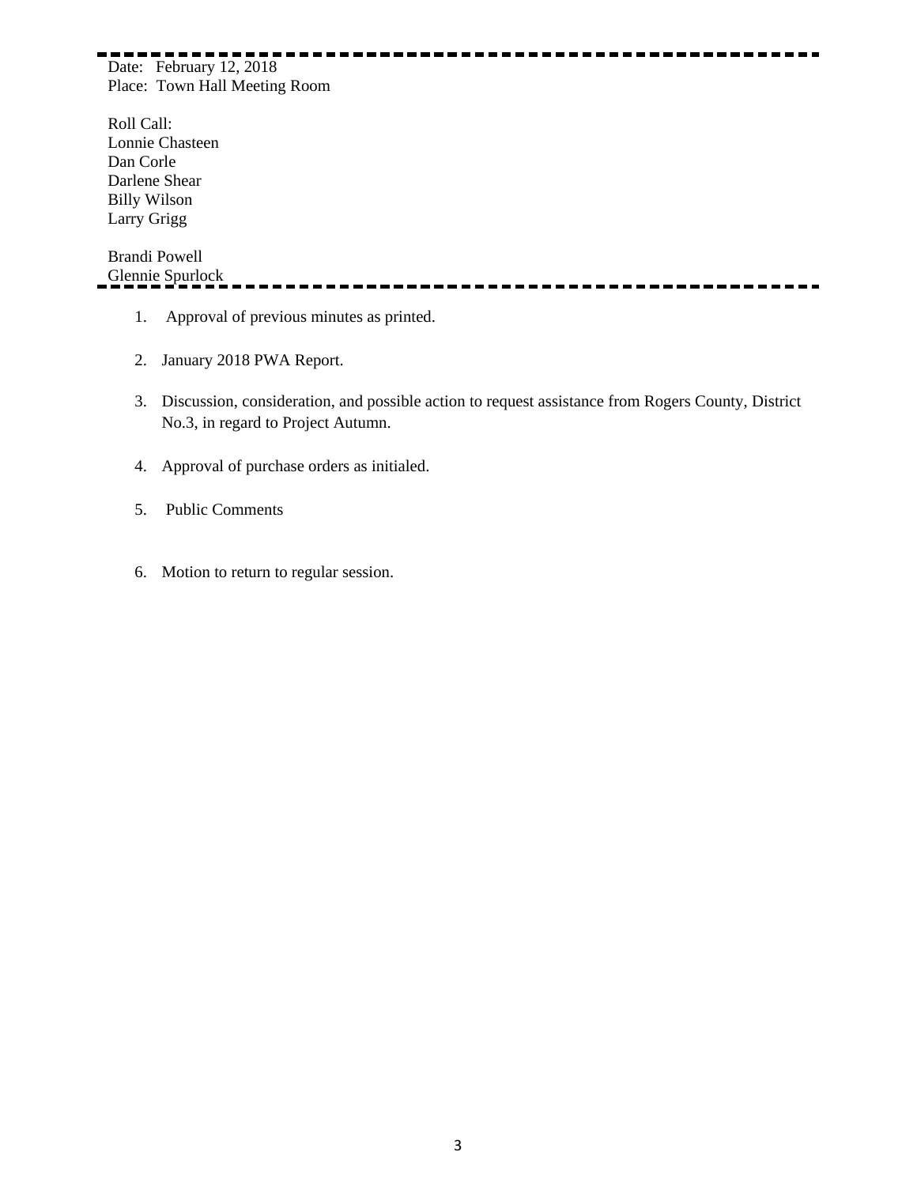Date: February 12, 2018
Place: Town Hall Meeting Room

Roll Call:
Lonnie Chasteen
Dan Corle
Darlene Shear
Billy Wilson
Larry Grigg

Brandi Powell
Glennie Spurlock

---

1. Approval of previous minutes as printed.

2. January 2018 PWA Report.

3. Discussion, consideration, and possible action to request assistance from Rogers County, District No.3, in regard to Project Autumn.

4. Approval of purchase orders as initialed.

5. Public Comments

6. Motion to return to regular session.